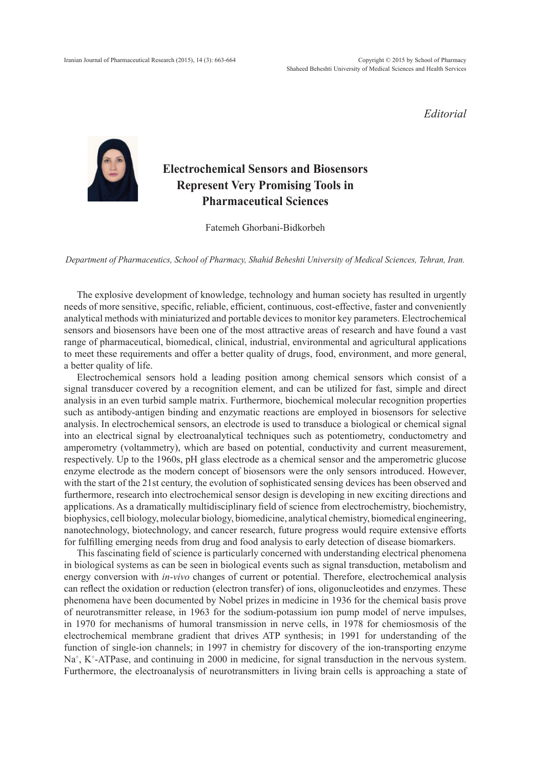*Editorial*

# Electrochemical Sensors and Biosensors Represent Very Promising Tools in Pharmaceutical Sciences

Fatemeh Ghorbani-Bidkorbeh

*Department of Pharmaceutics, School of Pharmacy, Shahid Beheshti University of Medical Sciences, Tehran, Iran.*

The explosive development of knowledge, technology and human society has resulted in urgently needs of more sensitive, specific, reliable, efficient, continuous, cost-effective, faster and conveniently analytical methods with miniaturized and portable devices to monitor key parameters. Electrochemical sensors and biosensors have been one of the most attractive areas of research and have found a vast range of pharmaceutical, biomedical, clinical, industrial, environmental and agricultural applications to meet these requirements and offer a better quality of drugs, food, environment, and more general, a better quality of life.

Electrochemical sensors hold a leading position among chemical sensors which consist of a signal transducer covered by a recognition element, and can be utilized for fast, simple and direct analysis in an even turbid sample matrix. Furthermore, biochemical molecular recognition properties such as antibody-antigen binding and enzymatic reactions are employed in biosensors for selective analysis. In electrochemical sensors, an electrode is used to transduce a biological or chemical signal into an electrical signal by electroanalytical techniques such as potentiometry, conductometry and amperometry (voltammetry), which are based on potential, conductivity and current measurement, respectively. Up to the 1960s, pH glass electrode as a chemical sensor and the amperometric glucose enzyme electrode as the modern concept of biosensors were the only sensors introduced. However, with the start of the 21st century, the evolution of sophisticated sensing devices has been observed and furthermore, research into electrochemical sensor design is developing in new exciting directions and applications. As a dramatically multidisciplinary field of science from electrochemistry, biochemistry, biophysics, cell biology, molecular biology, biomedicine, analytical chemistry, biomedical engineering, nanotechnology, biotechnology, and cancer research, future progress would require extensive efforts for fulfilling emerging needs from drug and food analysis to early detection of disease biomarkers.

This fascinating field of science is particularly concerned with understanding electrical phenomena in biological systems as can be seen in biological events such as signal transduction, metabolism and energy conversion with *in-vivo* changes of current or potential. Therefore, electrochemical analysis can reflect the oxidation or reduction (electron transfer) of ions, oligonucleotides and enzymes. These phenomena have been documented by Nobel prizes in medicine in 1936 for the chemical basis prove of neurotransmitter release, in 1963 for the sodium-potassium ion pump model of nerve impulses, in 1970 for mechanisms of humoral transmission in nerve cells, in 1978 for chemiosmosis of the electrochemical membrane gradient that drives ATP synthesis; in 1991 for understanding of the function of single-ion channels; in 1997 in chemistry for discovery of the ion-transporting enzyme $Na^+$, $K^+$-ATPase, and continuing in 2000 in medicine, for signal transduction in the nervous system. Furthermore, the electroanalysis of neurotransmitters in living brain cells is approaching a state of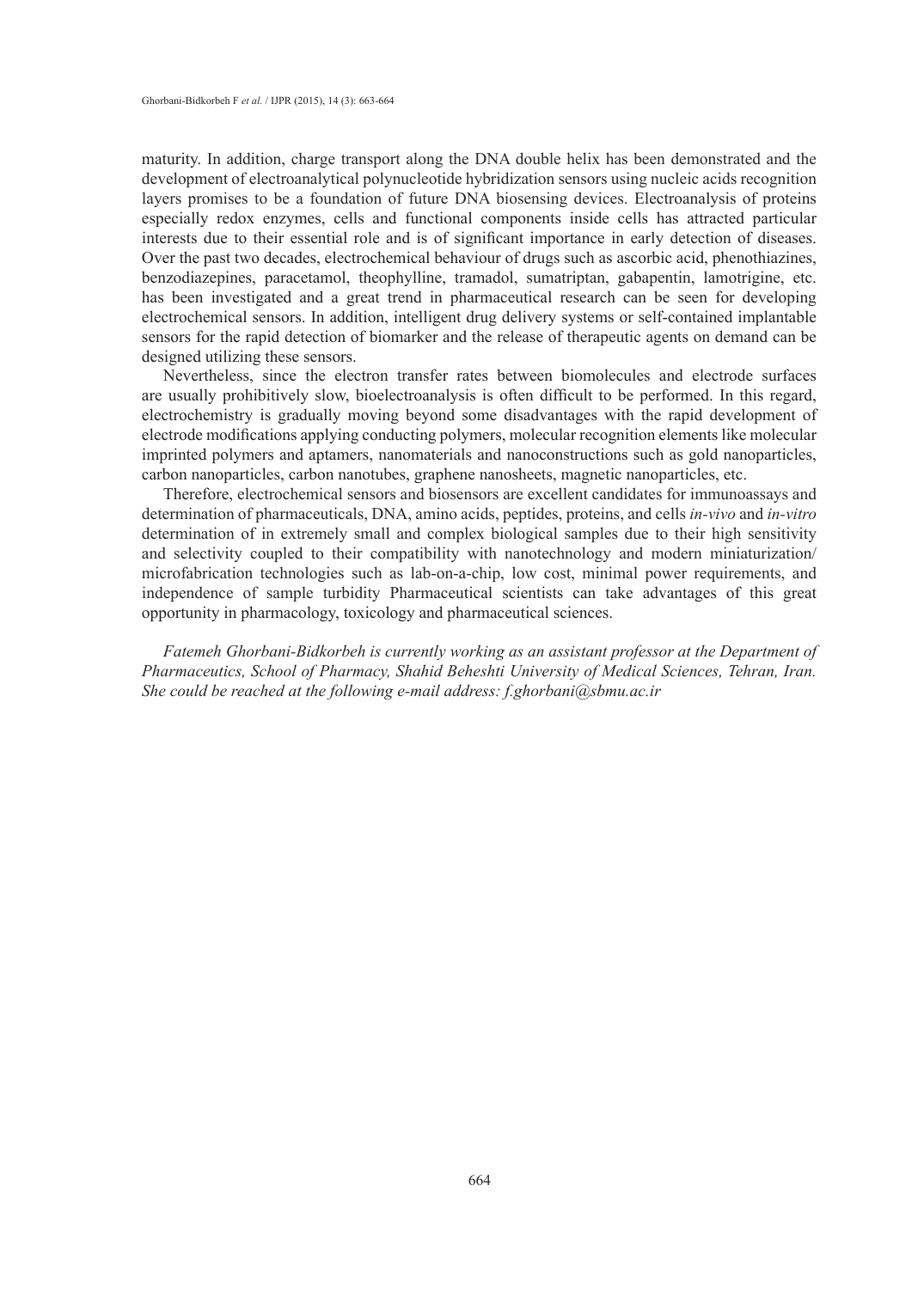maturity. In addition, charge transport along the DNA double helix has been demonstrated and the development of electroanalytical polynucleotide hybridization sensors using nucleic acids recognition layers promises to be a foundation of future DNA biosensing devices. Electroanalysis of proteins especially redox enzymes, cells and functional components inside cells has attracted particular interests due to their essential role and is of significant importance in early detection of diseases. Over the past two decades, electrochemical behaviour of drugs such as ascorbic acid, phenothiazines, benzodiazepines, paracetamol, theophylline, tramadol, sumatriptan, gabapentin, lamotrigine, etc. has been investigated and a great trend in pharmaceutical research can be seen for developing electrochemical sensors. In addition, intelligent drug delivery systems or self-contained implantable sensors for the rapid detection of biomarker and the release of therapeutic agents on demand can be designed utilizing these sensors.

Nevertheless, since the electron transfer rates between biomolecules and electrode surfaces are usually prohibitively slow, bioelectroanalysis is often difficult to be performed. In this regard, electrochemistry is gradually moving beyond some disadvantages with the rapid development of electrode modifications applying conducting polymers, molecular recognition elements like molecular imprinted polymers and aptamers, nanomaterials and nanoconstructions such as gold nanoparticles, carbon nanoparticles, carbon nanotubes, graphene nanosheets, magnetic nanoparticles, etc.

Therefore, electrochemical sensors and biosensors are excellent candidates for immunoassays and determination of pharmaceuticals, DNA, amino acids, peptides, proteins, and cells *in-vivo* and *in-vitro* determination of in extremely small and complex biological samples due to their high sensitivity and selectivity coupled to their compatibility with nanotechnology and modern miniaturization/ microfabrication technologies such as lab-on-a-chip, low cost, minimal power requirements, and independence of sample turbidity Pharmaceutical scientists can take advantages of this great opportunity in pharmacology, toxicology and pharmaceutical sciences.

*Fatemeh Ghorbani-Bidkorbeh is currently working as an assistant professor at the Department of Pharmaceutics, School of Pharmacy, Shahid Beheshti University of Medical Sciences, Tehran, Iran. She could be reached at the following e-mail address: f.ghorbani@sbmu.ac.ir*